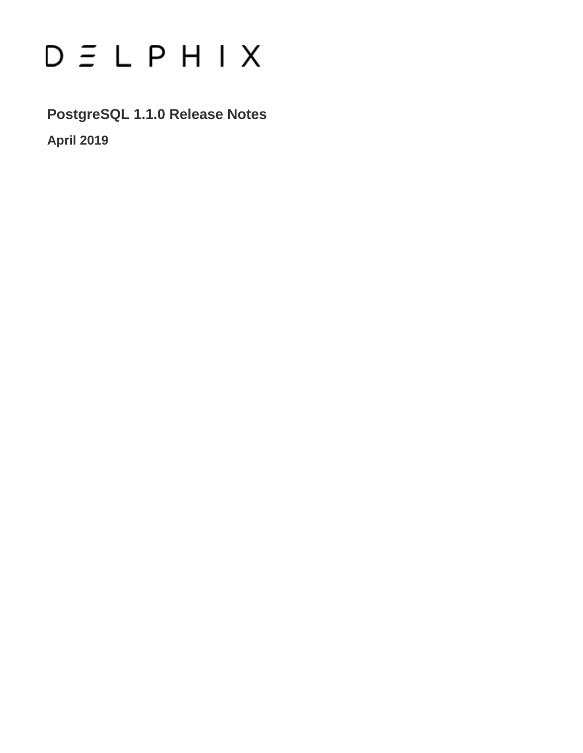DELPHIX

# PostgreSQL 1.1.0 Release Notes

**April 2019**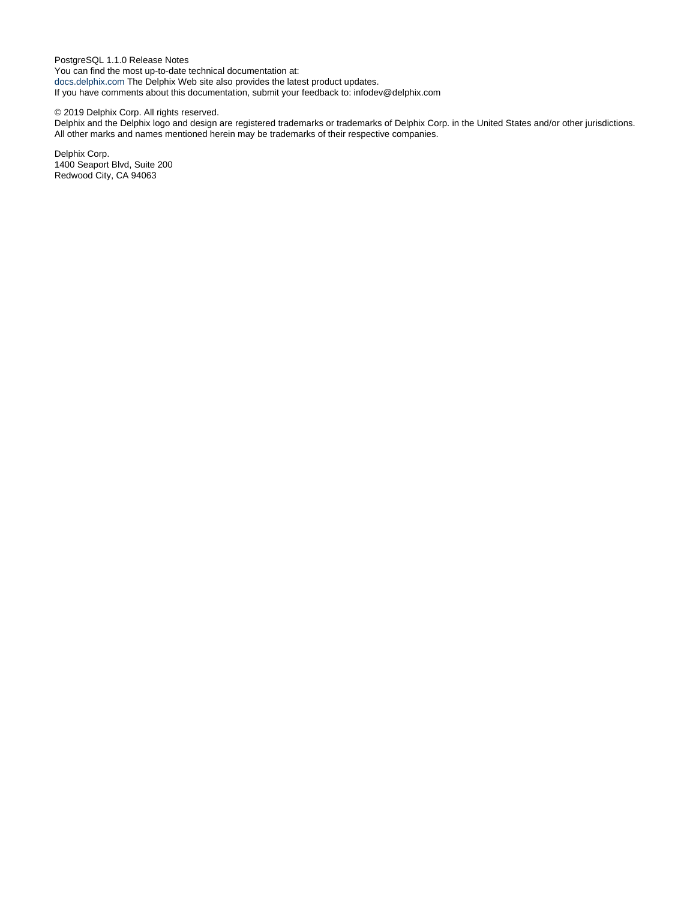PostgreSQL 1.1.0 Release Notes
You can find the most up-to-date technical documentation at:
docs.delphix.com The Delphix Web site also provides the latest product updates.
If you have comments about this documentation, submit your feedback to: infodev@delphix.com

© 2019 Delphix Corp. All rights reserved.
Delphix and the Delphix logo and design are registered trademarks or trademarks of Delphix Corp. in the United States and/or other jurisdictions.
All other marks and names mentioned herein may be trademarks of their respective companies.

Delphix Corp.
1400 Seaport Blvd, Suite 200
Redwood City, CA 94063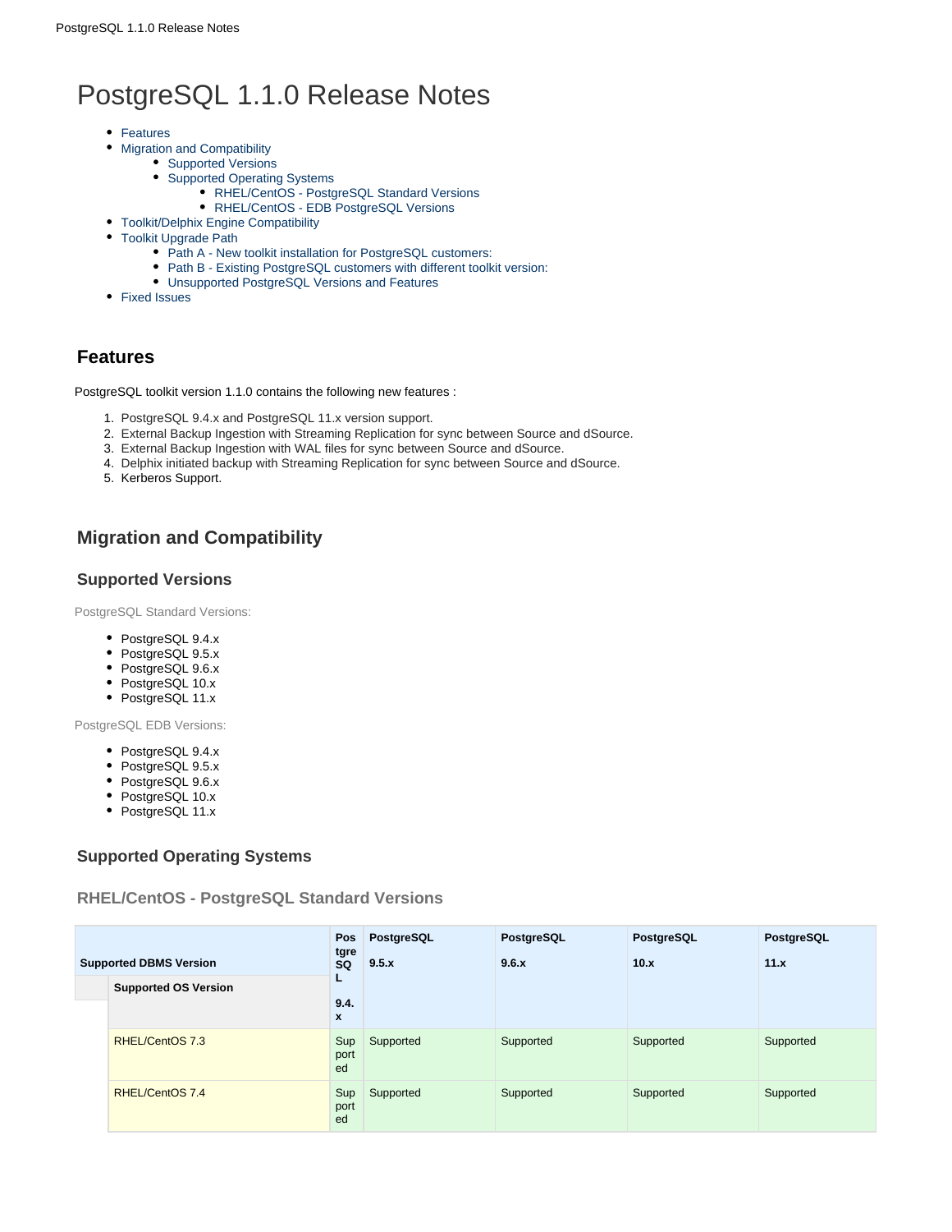# PostgreSQL 1.1.0 Release Notes

- Features
- Migration and Compatibility
  - Supported Versions
  - Supported Operating Systems
    - RHEL/CentOS - PostgreSQL Standard Versions
    - RHEL/CentOS - EDB PostgreSQL Versions
- Toolkit/Delphix Engine Compatibility
- Toolkit Upgrade Path
  - Path A - New toolkit installation for PostgreSQL customers:
  - Path B - Existing PostgreSQL customers with different toolkit version:
  - Unsupported PostgreSQL Versions and Features
- Fixed Issues

## Features

PostgreSQL toolkit version 1.1.0 contains the following new features :

1. PostgreSQL 9.4.x and PostgreSQL 11.x version support.
2. External Backup Ingestion with Streaming Replication for sync between Source and dSource.
3. External Backup Ingestion with WAL files for sync between Source and dSource.
4. Delphix initiated backup with Streaming Replication for sync between Source and dSource.
5. Kerberos Support.

## Migration and Compatibility

### Supported Versions

PostgreSQL Standard Versions:

- PostgreSQL 9.4.x
- PostgreSQL 9.5.x
- PostgreSQL 9.6.x
- PostgreSQL 10.x
- PostgreSQL 11.x

PostgreSQL EDB Versions:

- PostgreSQL 9.4.x
- PostgreSQL 9.5.x
- PostgreSQL 9.6.x
- PostgreSQL 10.x
- PostgreSQL 11.x

### Supported Operating Systems

#### RHEL/CentOS - PostgreSQL Standard Versions

| **Supported DBMS Version** / **Supported OS Version** | **PostgreSQL 9.4.x** | **PostgreSQL 9.5.x** | **PostgreSQL 9.6.x** | **PostgreSQL 10.x** | **PostgreSQL 11.x** |
|---|---|---|---|---|---|
| RHEL/CentOS 7.3 | Supported | Supported | Supported | Supported | Supported |
| RHEL/CentOS 7.4 | Supported | Supported | Supported | Supported | Supported |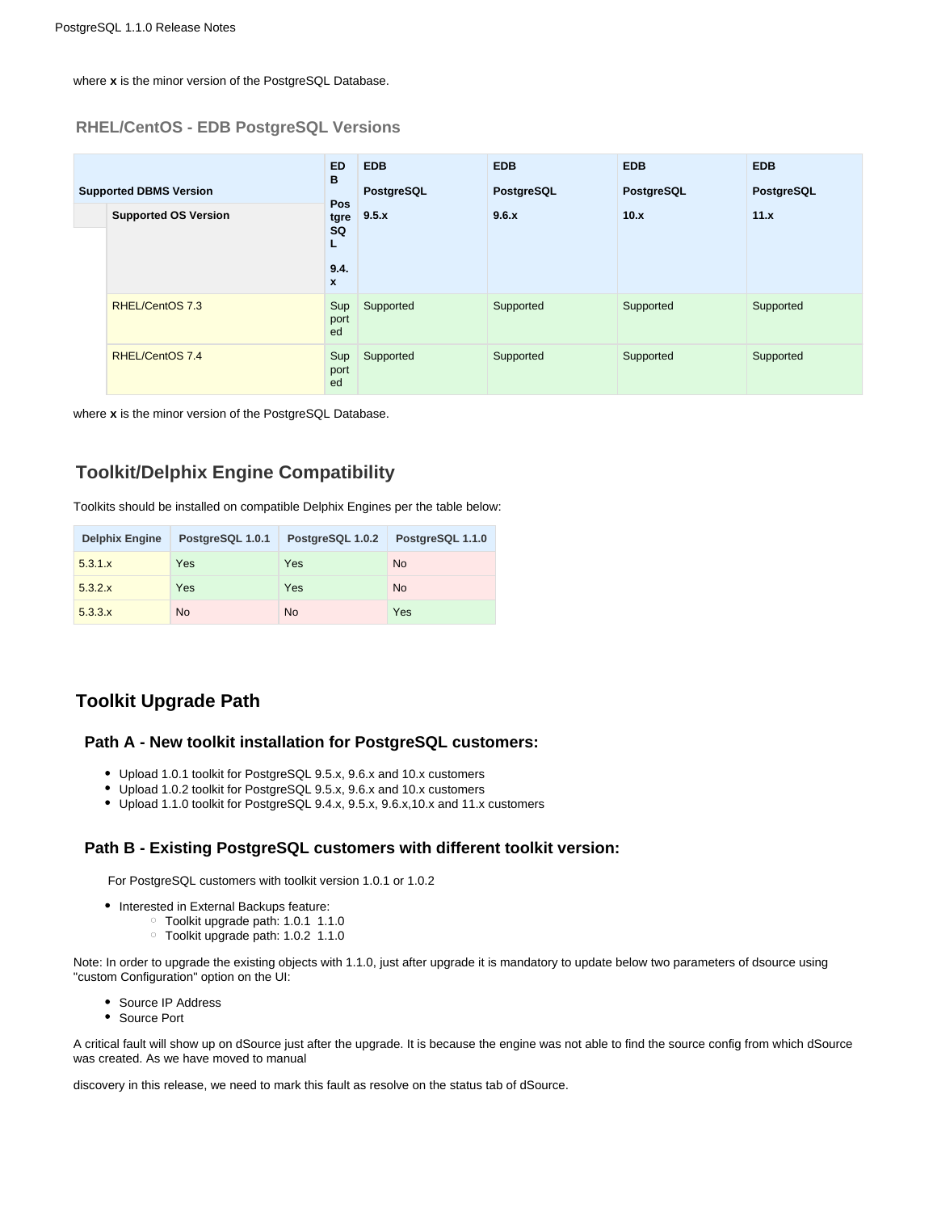where **x** is the minor version of the PostgreSQL Database.

### RHEL/CentOS - EDB PostgreSQL Versions

| Supported DBMS Version / Supported OS Version | EDB PostgreSQL 9.4.x | EDB PostgreSQL 9.5.x | EDB PostgreSQL 9.6.x | EDB PostgreSQL 10.x | EDB PostgreSQL 11.x |
|---|---|---|---|---|---|
| RHEL/CentOS 7.3 | Supported | Supported | Supported | Supported | Supported |
| RHEL/CentOS 7.4 | Supported | Supported | Supported | Supported | Supported |

where **x** is the minor version of the PostgreSQL Database.

## Toolkit/Delphix Engine Compatibility

Toolkits should be installed on compatible Delphix Engines per the table below:

| Delphix Engine | PostgreSQL 1.0.1 | PostgreSQL 1.0.2 | PostgreSQL 1.1.0 |
|---|---|---|---|
| 5.3.1.x | Yes | Yes | No |
| 5.3.2.x | Yes | Yes | No |
| 5.3.3.x | No | No | Yes |

## Toolkit Upgrade Path

### Path A - New toolkit installation for PostgreSQL customers:

- Upload 1.0.1 toolkit for PostgreSQL 9.5.x, 9.6.x and 10.x customers
- Upload 1.0.2 toolkit for PostgreSQL 9.5.x, 9.6.x and 10.x customers
- Upload 1.1.0 toolkit for PostgreSQL 9.4.x, 9.5.x, 9.6.x,10.x and 11.x customers

### Path B - Existing PostgreSQL customers with different toolkit version:

For PostgreSQL customers with toolkit version 1.0.1 or 1.0.2

- Interested in External Backups feature:
  - Toolkit upgrade path: 1.0.1  1.1.0
  - Toolkit upgrade path: 1.0.2  1.1.0

Note: In order to upgrade the existing objects with 1.1.0, just after upgrade it is mandatory to update below two parameters of dsource using "custom Configuration" option on the UI:

- Source IP Address
- Source Port

A critical fault will show up on dSource just after the upgrade. It is because the engine was not able to find the source config from which dSource was created. As we have moved to manual

discovery in this release, we need to mark this fault as resolve on the status tab of dSource.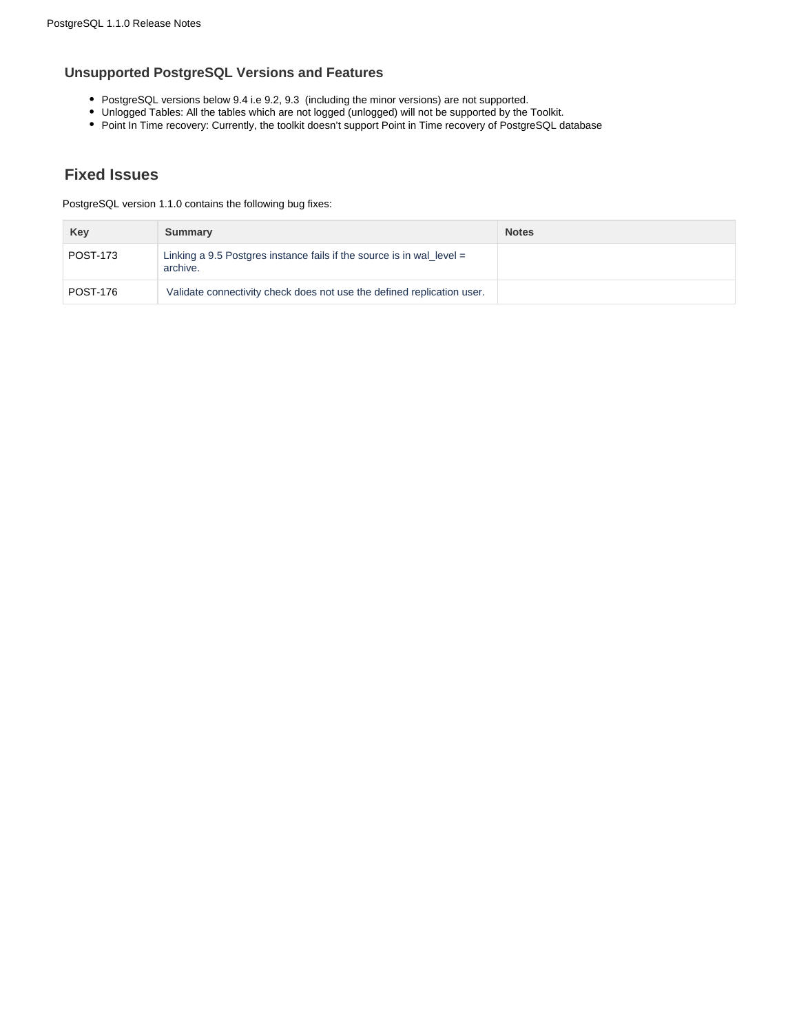### Unsupported PostgreSQL Versions and Features

- PostgreSQL versions below 9.4 i.e 9.2, 9.3 (including the minor versions) are not supported.
- Unlogged Tables: All the tables which are not logged (unlogged) will not be supported by the Toolkit.
- Point In Time recovery: Currently, the toolkit doesn't support Point in Time recovery of PostgreSQL database

## Fixed Issues

PostgreSQL version 1.1.0 contains the following bug fixes:

| Key | Summary | Notes |
|---|---|---|
| POST-173 | Linking a 9.5 Postgres instance fails if the source is in wal_level = archive. | |
| POST-176 | Validate connectivity check does not use the defined replication user. | |